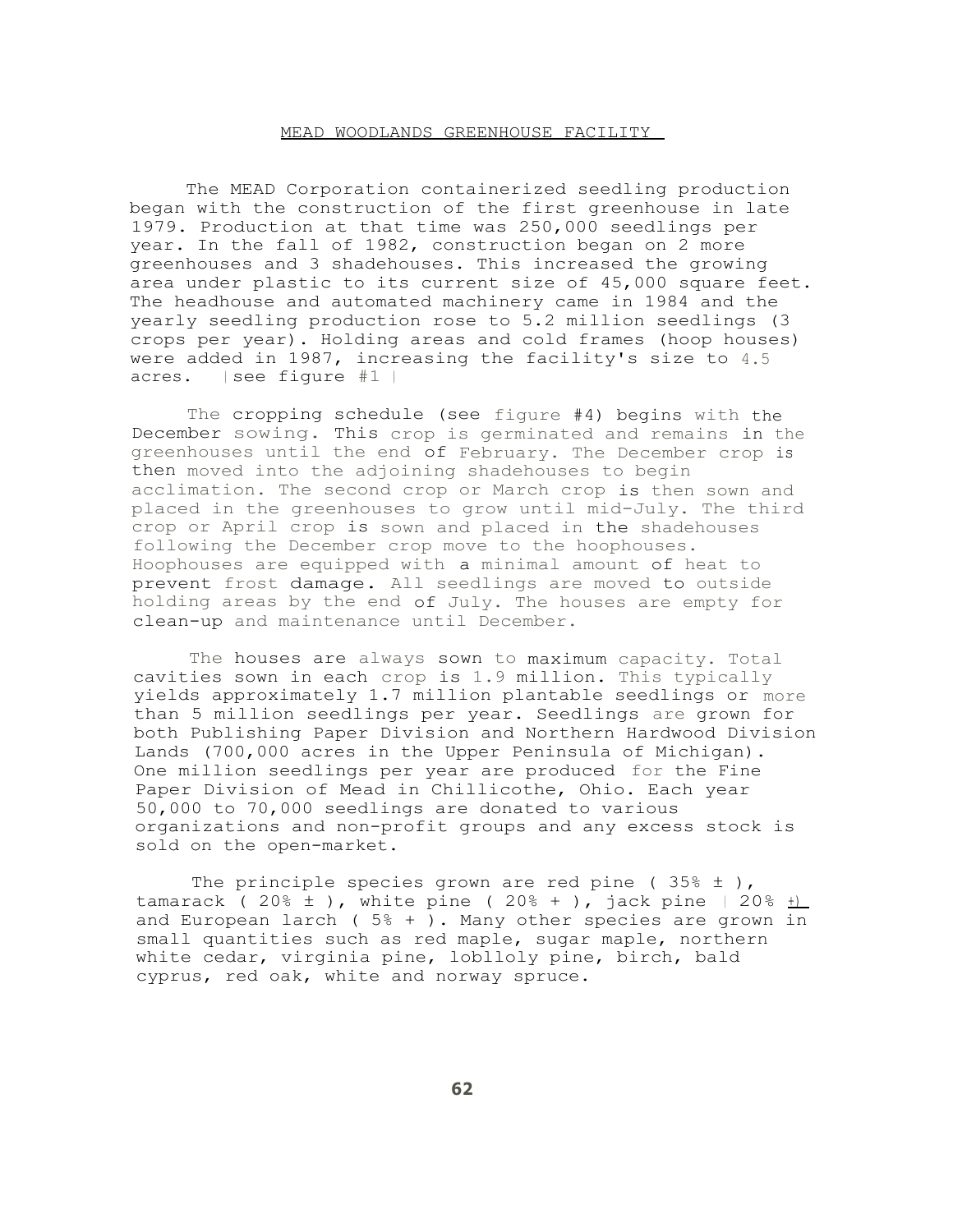## MEAD WOODLANDS GREENHOUSE FACILITY

The MEAD Corporation containerized seedling production began with the construction of the first greenhouse in late 1979. Production at that time was 250,000 seedlings per year. In the fall of 1982, construction began on 2 more greenhouses and 3 shadehouses. This increased the growing area under plastic to its current size of 45,000 square feet. The headhouse and automated machinery came in 1984 and the yearly seedling production rose to 5.2 million seedlings (3 crops per year). Holding areas and cold frames (hoop houses) were added in 1987, increasing the facility's size to 4.5 acres. (see figure #1)

The cropping schedule (see figure #4) begins with the December sowing. This crop is germinated and remains in the greenhouses until the end of February. The December crop is then moved into the adjoining shadehouses to begin acclimation. The second crop or March crop is then sown and placed in the greenhouses to grow until mid-July. The third crop or April crop is sown and placed in the shadehouses following the December crop move to the hoophouses. Hoophouses are equipped with a minimal amount of heat to prevent frost damage. All seedlings are moved to outside holding areas by the end of July. The houses are empty for clean-up and maintenance until December.

The houses are always sown to maximum capacity. Total cavities sown in each crop is 1.9 million. This typically yields approximately 1.7 million plantable seedlings or more than 5 million seedlings per year. Seedlings are grown for both Publishing Paper Division and Northern Hardwood Division Lands (700,000 acres in the Upper Peninsula of Michigan). One million seedlings per year are produced for the Fine Paper Division of Mead in Chillicothe, Ohio. Each year 50,000 to 70,000 seedlings are donated to various organizations and non-profit groups and any excess stock is sold on the open-market.

The principle species grown are red pine ( 35% ± ), tamarack ( 20% ± ), white pine ( 20% + ), jack pine ( 20% ±) and European larch ( 5% + ). Many other species are grown in small quantities such as red maple, sugar maple, northern white cedar, virginia pine, loblloly pine, birch, bald cyprus, red oak, white and norway spruce.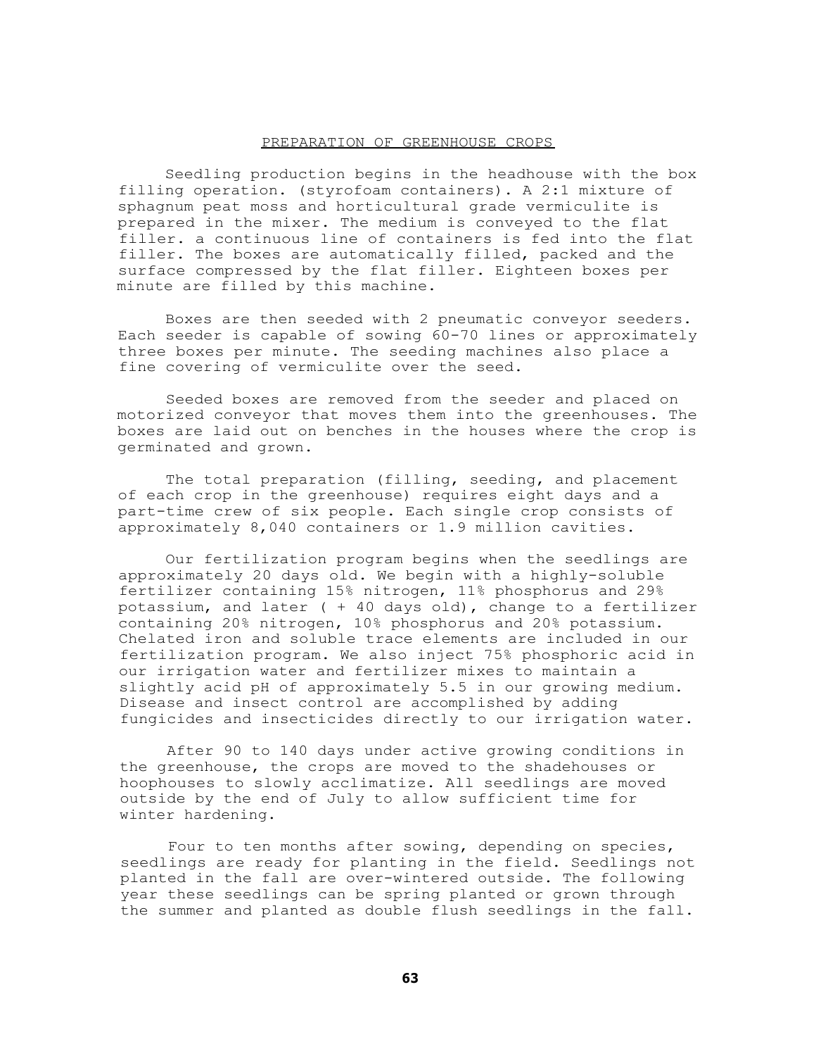## PREPARATION OF GREENHOUSE CROPS

Seedling production begins in the headhouse with the box filling operation. (styrofoam containers). A 2:1 mixture of sphagnum peat moss and horticultural grade vermiculite is prepared in the mixer. The medium is conveyed to the flat filler. a continuous line of containers is fed into the flat filler. The boxes are automatically filled, packed and the surface compressed by the flat filler. Eighteen boxes per minute are filled by this machine.

Boxes are then seeded with 2 pneumatic conveyor seeders. Each seeder is capable of sowing 60-70 lines or approximately three boxes per minute. The seeding machines also place a fine covering of vermiculite over the seed.

Seeded boxes are removed from the seeder and placed on motorized conveyor that moves them into the greenhouses. The boxes are laid out on benches in the houses where the crop is germinated and grown.

The total preparation (filling, seeding, and placement of each crop in the greenhouse) requires eight days and a part-time crew of six people. Each single crop consists of approximately 8,040 containers or 1.9 million cavities.

Our fertilization program begins when the seedlings are approximately 20 days old. We begin with a highly-soluble fertilizer containing 15% nitrogen, 11% phosphorus and 29% potassium, and later ( + 40 days old), change to a fertilizer containing 20% nitrogen, 10% phosphorus and 20% potassium. Chelated iron and soluble trace elements are included in our fertilization program. We also inject 75% phosphoric acid in our irrigation water and fertilizer mixes to maintain a slightly acid pH of approximately 5.5 in our growing medium. Disease and insect control are accomplished by adding fungicides and insecticides directly to our irrigation water.

After 90 to 140 days under active growing conditions in the greenhouse, the crops are moved to the shadehouses or hoophouses to slowly acclimatize. All seedlings are moved outside by the end of July to allow sufficient time for winter hardening.

Four to ten months after sowing, depending on species, seedlings are ready for planting in the field. Seedlings not planted in the fall are over-wintered outside. The following year these seedlings can be spring planted or grown through the summer and planted as double flush seedlings in the fall.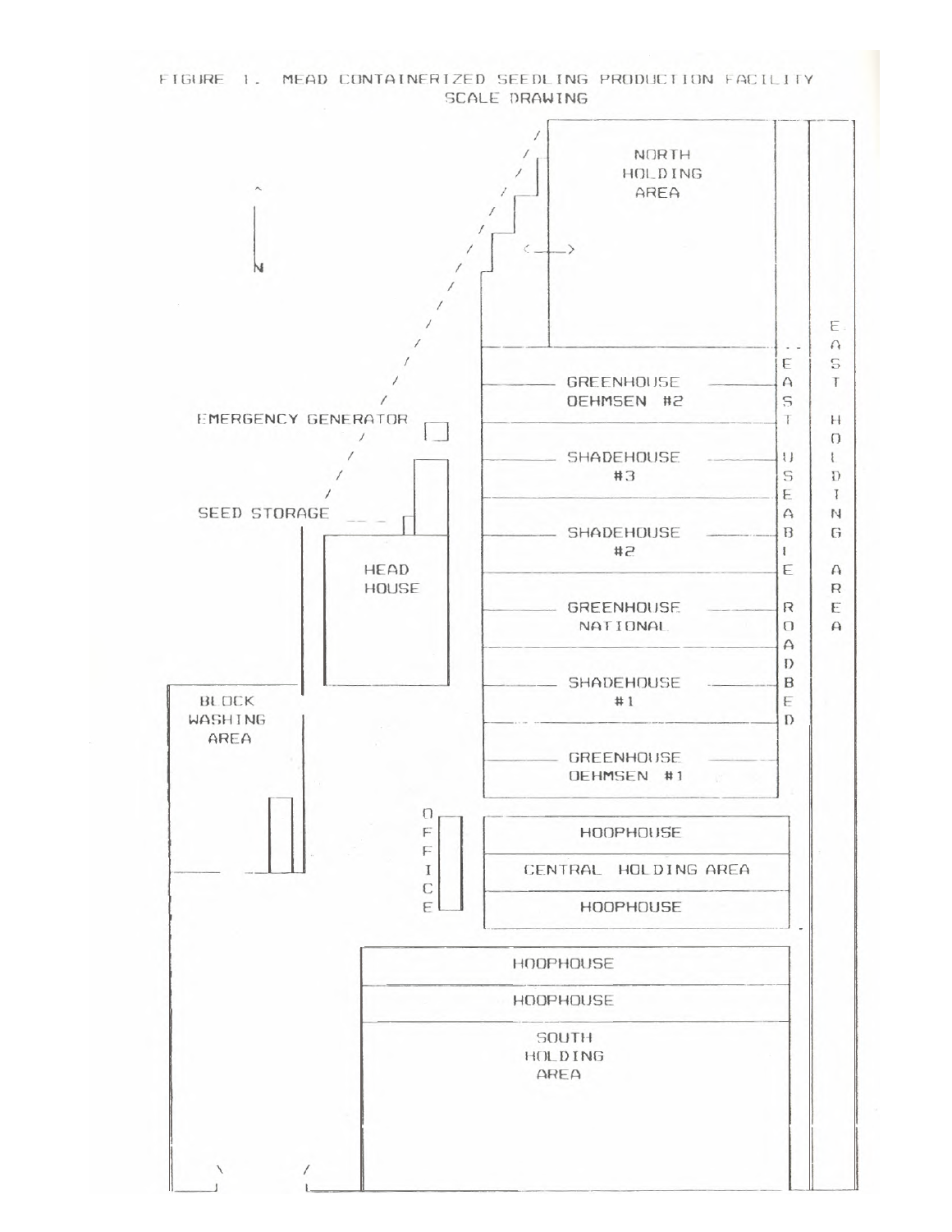FIGURE 1. MEAD CONTAINERIZED SEEDLING PRODUCTION FACILITY SCALE DRAWING

N

NORTH HOLDING AREA

GREENHOUSE OEHMSEN #2

EMERGENCY GENERATOR

SHADEHOUSE #3

SEED STORAGE

SHADEHOUSE #2

HEAD HOUSE

GREENHOUSE NATIONAL

SHADEHOUSE #1

BLOCK WASHING AREA

GREENHOUSE OEHMSEN #1

EAST USEABLE ROADBED

EAST HOLDING AREA

OFFICE

HOOPHOUSE

CENTRAL HOLDING AREA

HOOPHOUSE

HOOPHOUSE

HOOPHOUSE

SOUTH HOLDING AREA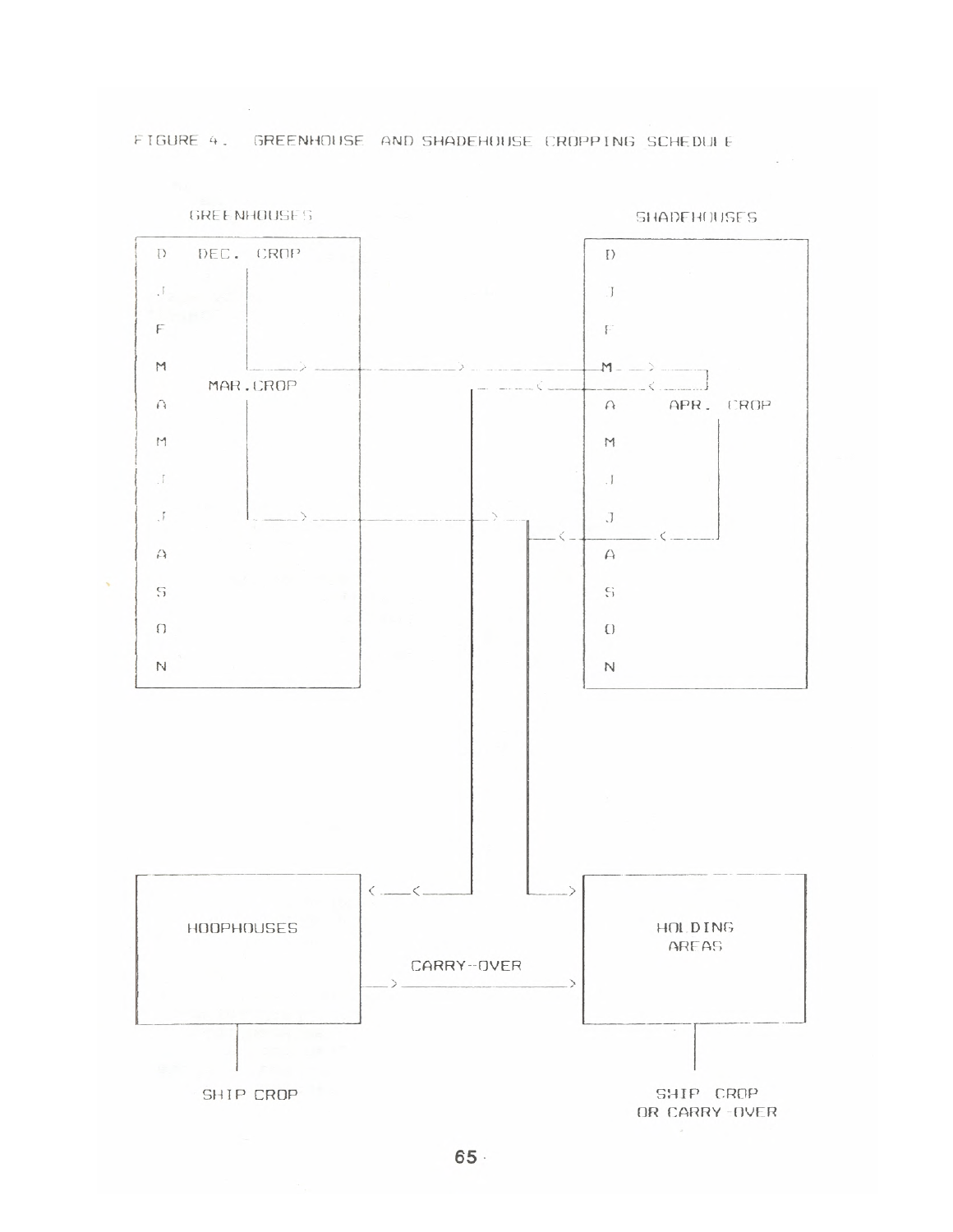FIGURE 4. GREENHOUSE AND SHADEHOUSE CROPPING SCHEDULE

GREENHOUSES

D DEC. CROP

J

F

M

MAR. CROP

A

M

J

J

A

S

O

N

SHADEHOUSES

D

J

F

M

A APR. CROP

M

J

J

A

S

O

N

HOOPHOUSES

CARRY-OVER

HOLDING AREAS

SHIP CROP

SHIP CROP OR CARRY-OVER